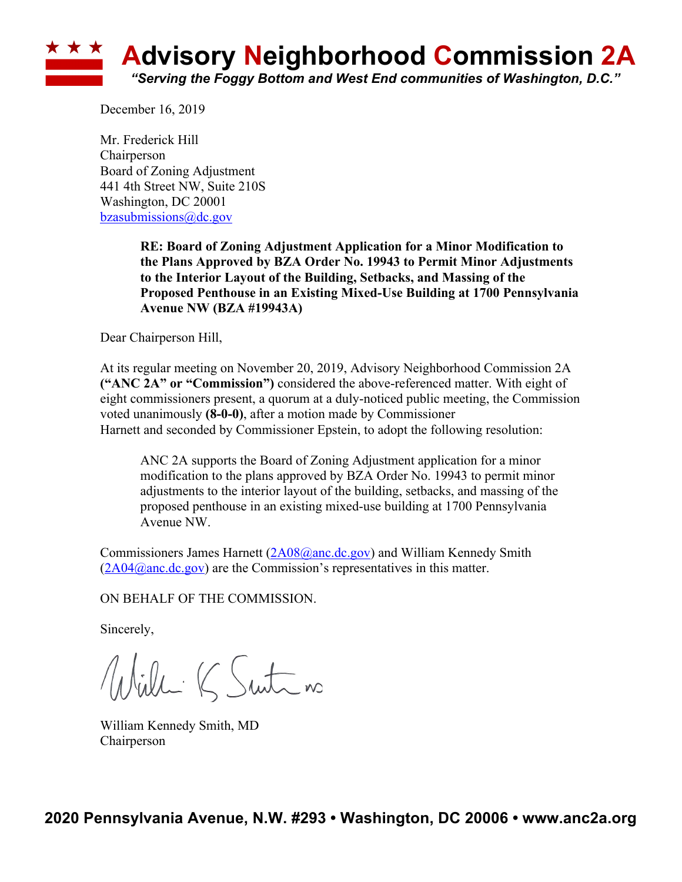# Advisory Neighborhood Commission 2A

*"Serving the Foggy Bottom and West End communities of Washington, D.C."*

December 16, 2019

Mr. Frederick Hill
Chairperson
Board of Zoning Adjustment
441 4th Street NW, Suite 210S
Washington, DC 20001
bzasubmissions@dc.gov

> **RE: Board of Zoning Adjustment Application for a Minor Modification to the Plans Approved by BZA Order No. 19943 to Permit Minor Adjustments to the Interior Layout of the Building, Setbacks, and Massing of the Proposed Penthouse in an Existing Mixed-Use Building at 1700 Pennsylvania Avenue NW (BZA #19943A)**

Dear Chairperson Hill,

At its regular meeting on November 20, 2019, Advisory Neighborhood Commission 2A **("ANC 2A" or "Commission")** considered the above-referenced matter. With eight of eight commissioners present, a quorum at a duly-noticed public meeting, the Commission voted unanimously **(8-0-0)**, after a motion made by Commissioner Harnett and seconded by Commissioner Epstein, to adopt the following resolution:

> ANC 2A supports the Board of Zoning Adjustment application for a minor modification to the plans approved by BZA Order No. 19943 to permit minor adjustments to the interior layout of the building, setbacks, and massing of the proposed penthouse in an existing mixed-use building at 1700 Pennsylvania Avenue NW.

Commissioners James Harnett (2A08@anc.dc.gov) and William Kennedy Smith (2A04@anc.dc.gov) are the Commission's representatives in this matter.

ON BEHALF OF THE COMMISSION.

Sincerely,

William Kennedy Smith, MD
Chairperson

2020 Pennsylvania Avenue, N.W. #293 • Washington, DC 20006 • www.anc2a.org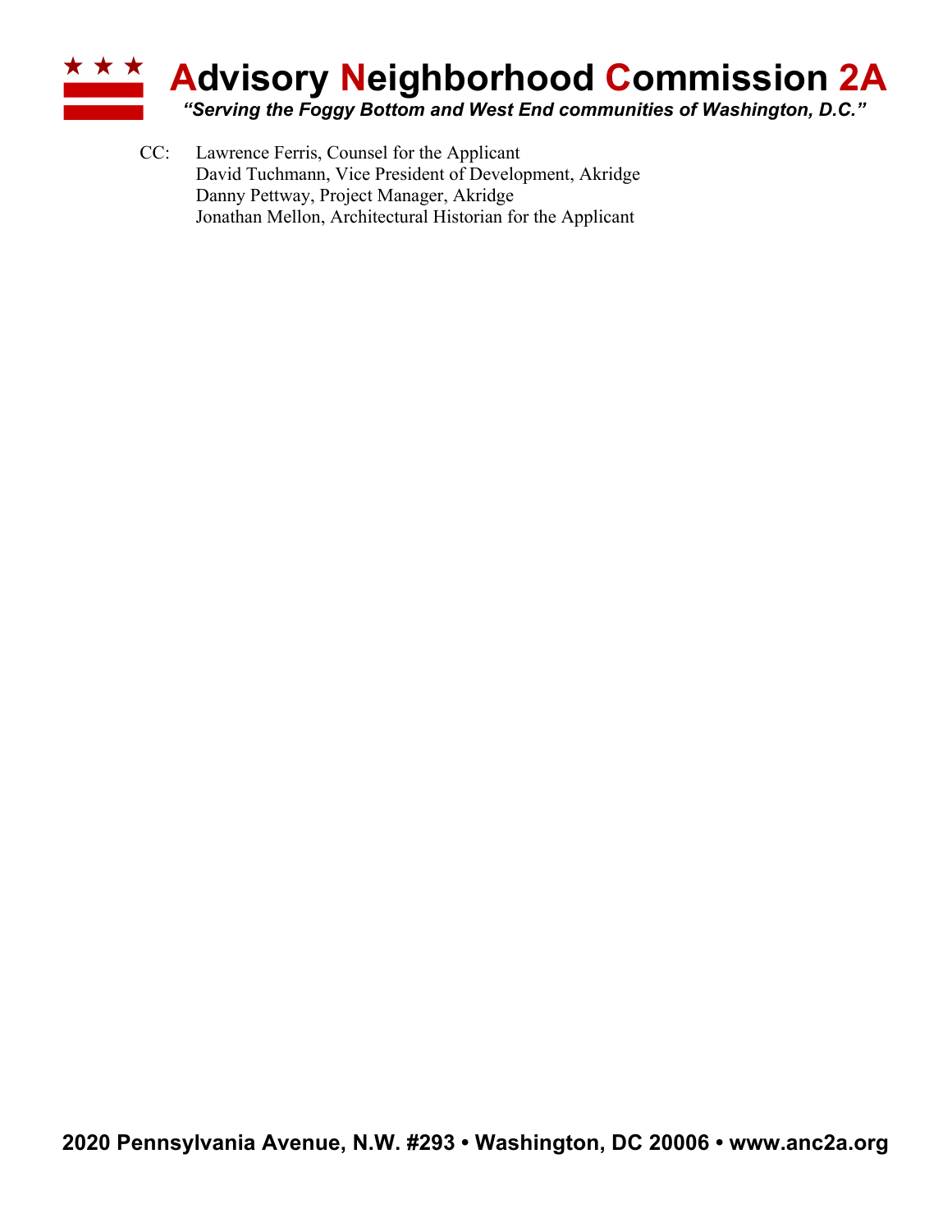CC: Lawrence Ferris, Counsel for the Applicant
David Tuchmann, Vice President of Development, Akridge
Danny Pettway, Project Manager, Akridge
Jonathan Mellon, Architectural Historian for the Applicant